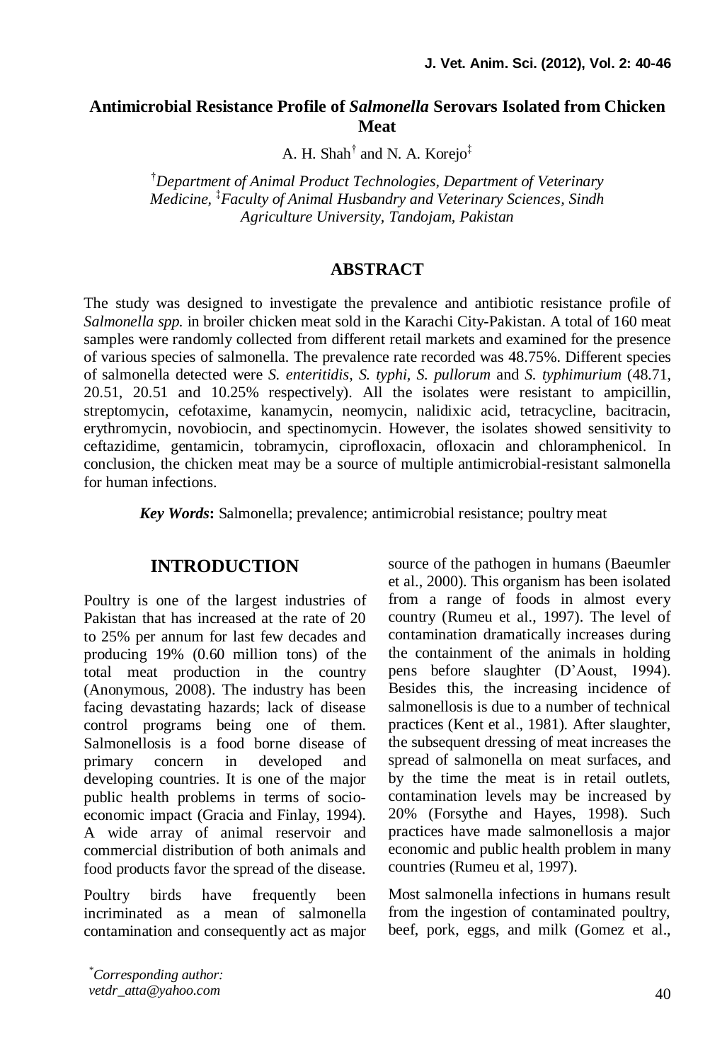# Antimicrobial Resistance Profile of *Salmonella* Serovars Isolated from Chicken Meat

A. H. Shah[†] and N. A. Korejo[‡]

[†]*Department of Animal Product Technologies, Department of Veterinary Medicine,* [‡]*Faculty of Animal Husbandry and Veterinary Sciences, Sindh Agriculture University, Tandojam, Pakistan*

## ABSTRACT

The study was designed to investigate the prevalence and antibiotic resistance profile of *Salmonella spp.* in broiler chicken meat sold in the Karachi City-Pakistan. A total of 160 meat samples were randomly collected from different retail markets and examined for the presence of various species of salmonella. The prevalence rate recorded was 48.75%. Different species of salmonella detected were *S. enteritidis*, *S. typhi*, *S. pullorum* and *S. typhimurium* (48.71, 20.51, 20.51 and 10.25% respectively). All the isolates were resistant to ampicillin, streptomycin, cefotaxime, kanamycin, neomycin, nalidixic acid, tetracycline, bacitracin, erythromycin, novobiocin, and spectinomycin. However, the isolates showed sensitivity to ceftazidime, gentamicin, tobramycin, ciprofloxacin, ofloxacin and chloramphenicol. In conclusion, the chicken meat may be a source of multiple antimicrobial-resistant salmonella for human infections.

***Key Words*:** Salmonella; prevalence; antimicrobial resistance; poultry meat

## INTRODUCTION

Poultry is one of the largest industries of Pakistan that has increased at the rate of 20 to 25% per annum for last few decades and producing 19% (0.60 million tons) of the total meat production in the country (Anonymous, 2008). The industry has been facing devastating hazards; lack of disease control programs being one of them. Salmonellosis is a food borne disease of primary concern in developed and developing countries. It is one of the major public health problems in terms of socio-economic impact (Gracia and Finlay, 1994). A wide array of animal reservoir and commercial distribution of both animals and food products favor the spread of the disease.

Poultry birds have frequently been incriminated as a mean of salmonella contamination and consequently act as major source of the pathogen in humans (Baeumler et al., 2000). This organism has been isolated from a range of foods in almost every country (Rumeu et al., 1997). The level of contamination dramatically increases during the containment of the animals in holding pens before slaughter (D'Aoust, 1994). Besides this, the increasing incidence of salmonellosis is due to a number of technical practices (Kent et al., 1981). After slaughter, the subsequent dressing of meat increases the spread of salmonella on meat surfaces, and by the time the meat is in retail outlets, contamination levels may be increased by 20% (Forsythe and Hayes, 1998). Such practices have made salmonellosis a major economic and public health problem in many countries (Rumeu et al, 1997).

Most salmonella infections in humans result from the ingestion of contaminated poultry, beef, pork, eggs, and milk (Gomez et al.,

*Corresponding author: vetdr_atta@yahoo.com*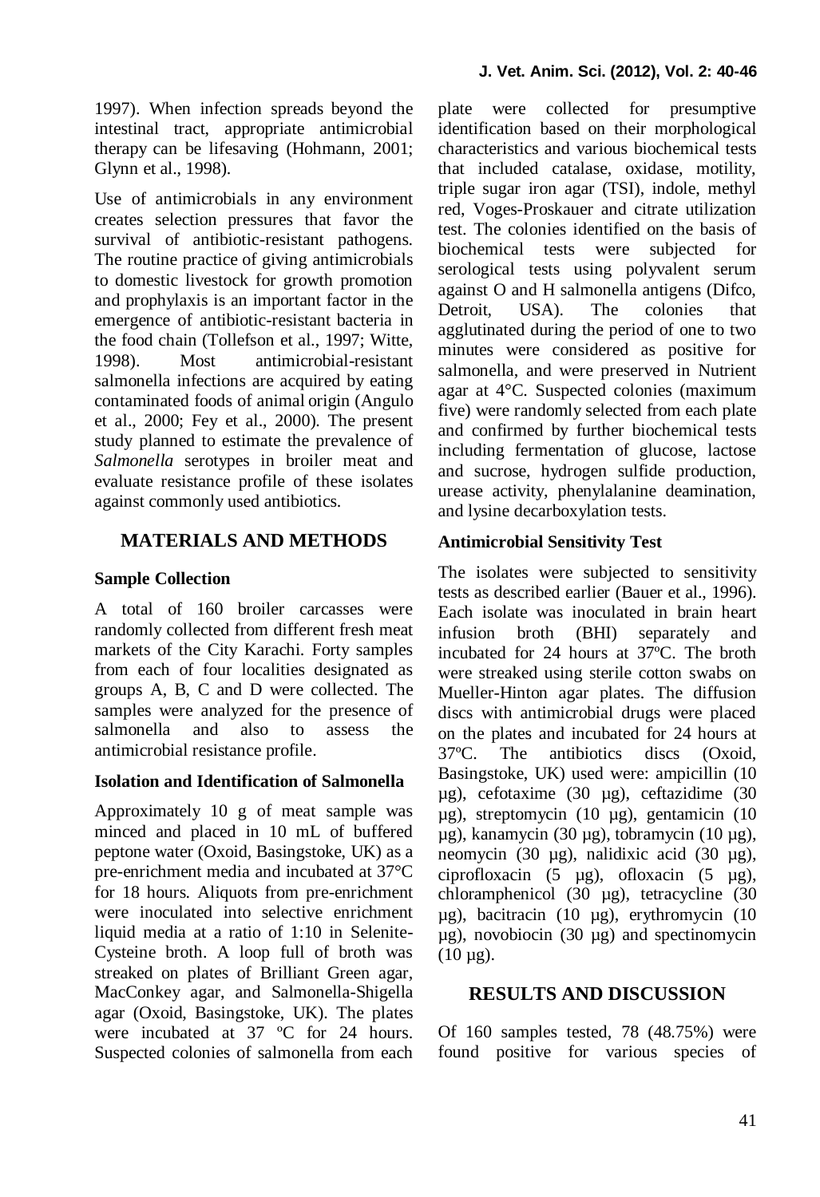1997). When infection spreads beyond the intestinal tract, appropriate antimicrobial therapy can be lifesaving (Hohmann, 2001; Glynn et al., 1998).

Use of antimicrobials in any environment creates selection pressures that favor the survival of antibiotic-resistant pathogens. The routine practice of giving antimicrobials to domestic livestock for growth promotion and prophylaxis is an important factor in the emergence of antibiotic-resistant bacteria in the food chain (Tollefson et al., 1997; Witte, 1998). Most antimicrobial-resistant salmonella infections are acquired by eating contaminated foods of animal origin (Angulo et al., 2000; Fey et al., 2000). The present study planned to estimate the prevalence of *Salmonella* serotypes in broiler meat and evaluate resistance profile of these isolates against commonly used antibiotics.

## MATERIALS AND METHODS

### Sample Collection

A total of 160 broiler carcasses were randomly collected from different fresh markets of the City Karachi. Forty samples from each of four localities designated as groups A, B, C and D were collected. The samples were analyzed for the presence of salmonella and also to assess the antimicrobial resistance profile.

### Isolation and Identification of Salmonella

Approximately 10 g of meat sample was minced and placed in 10 mL of buffered peptone water (Oxoid, Basingstoke, UK) as a pre-enrichment media and incubated at 37°C for 18 hours. Aliquots from pre-enrichment were inoculated into selective enrichment liquid media at a ratio of 1:10 in Selenite-Cysteine broth. A loop full of broth was streaked on plates of Brilliant Green agar, MacConkey agar, and Salmonella-Shigella agar (Oxoid, Basingstoke, UK). The plates were incubated at 37 ºC for 24 hours. Suspected colonies of salmonella from each plate were collected for presumptive identification based on their morphological characteristics and various biochemical tests that included catalase, oxidase, motility, triple sugar iron agar (TSI), indole, methyl red, Voges-Proskauer and citrate utilization test. The colonies identified on the basis of biochemical tests were subjected for serological tests using polyvalent serum against O and H salmonella antigens (Difco, Detroit, USA). The colonies that agglutinated during the period of one to two minutes were considered as positive for salmonella, and were preserved in Nutrient agar at 4°C. Suspected colonies (maximum five) were randomly selected from each plate and confirmed by further biochemical tests including fermentation of glucose, lactose and sucrose, hydrogen sulfide production, urease activity, phenylalanine deamination, and lysine decarboxylation tests.

### Antimicrobial Sensitivity Test

The isolates were subjected to sensitivity tests as described earlier (Bauer et al., 1996). Each isolate was inoculated in brain heart infusion broth (BHI) separately and incubated for 24 hours at 37ºC. The broth were streaked using sterile cotton swabs on Mueller-Hinton agar plates. The diffusion discs with antimicrobial drugs were placed on the plates and incubated for 24 hours at 37ºC. The antibiotics discs (Oxoid, Basingstoke, UK) used were: ampicillin (10 µg), cefotaxime (30 µg), ceftazidime (30 µg), streptomycin (10 µg), gentamicin (10 µg), kanamycin (30 µg), tobramycin (10 µg), neomycin (30 µg), nalidixic acid (30 µg), ciprofloxacin (5 µg), ofloxacin (5 µg), chloramphenicol (30 µg), tetracycline (30 µg), bacitracin (10 µg), erythromycin (10 µg), novobiocin (30 µg) and spectinomycin (10 µg).

## RESULTS AND DISCUSSION

Of 160 samples tested, 78 (48.75%) were found positive for various species of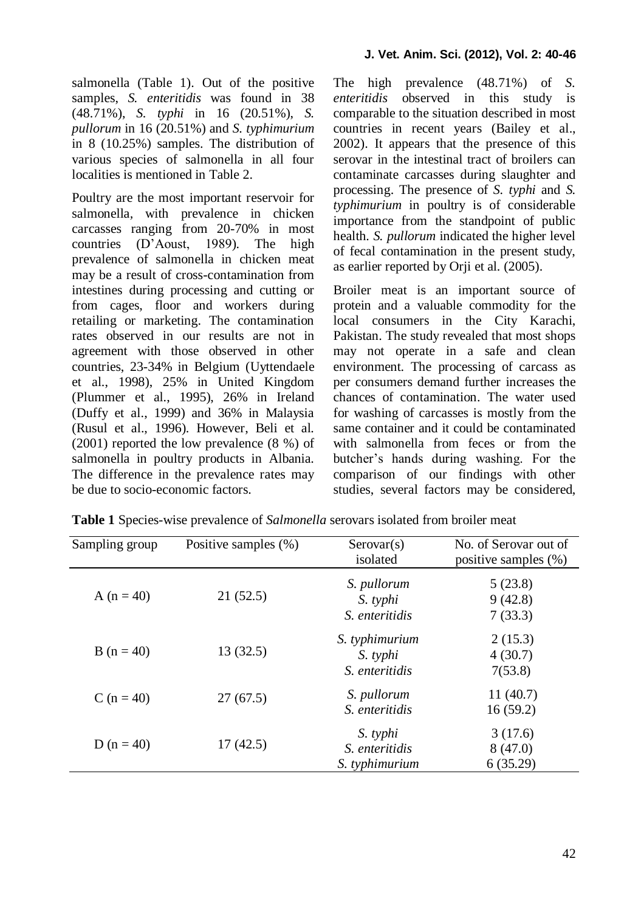salmonella (Table 1). Out of the positive samples, *S. enteritidis* was found in 38 (48.71%), *S. typhi* in 16 (20.51%), *S. pullorum* in 16 (20.51%) and *S. typhimurium* in 8 (10.25%) samples. The distribution of various species of salmonella in all four localities is mentioned in Table 2.

Poultry are the most important reservoir for salmonella, with prevalence in chicken carcasses ranging from 20-70% in most countries (D'Aoust, 1989). The high prevalence of salmonella in chicken meat may be a result of cross-contamination from intestines during processing and cutting or from cages, floor and workers during retailing or marketing. The contamination rates observed in our results are not in agreement with those observed in other countries, 23-34% in Belgium (Uyttendaele et al., 1998), 25% in United Kingdom (Plummer et al., 1995), 26% in Ireland (Duffy et al., 1999) and 36% in Malaysia (Rusul et al., 1996). However, Beli et al. (2001) reported the low prevalence (8 %) of salmonella in poultry products in Albania. The difference in the prevalence rates may be due to socio-economic factors.

The high prevalence (48.71%) of *S. enteritidis* observed in this study is comparable to the situation described in most countries in recent years (Bailey et al., 2002). It appears that the presence of this serovar in the intestinal tract of broilers can contaminate carcasses during slaughter and processing. The presence of *S. typhi* and *S. typhimurium* in poultry is of considerable importance from the standpoint of public health. *S. pullorum* indicated the higher level of fecal contamination in the present study, as earlier reported by Orji et al. (2005).

Broiler meat is an important source of protein and a valuable commodity for the local consumers in the City Karachi, Pakistan. The study revealed that most shops may not operate in a safe and clean environment. The processing of carcass as per consumers demand further increases the chances of contamination. The water used for washing of carcasses is mostly from the same container and it could be contaminated with salmonella from feces or from the butcher's hands during washing. For the comparison of our findings with other studies, several factors may be considered,

**Table 1** Species-wise prevalence of *Salmonella* serovars isolated from broiler meat

| Sampling group | Positive samples (%) | Serovar(s) isolated | No. of Serovar out of positive samples (%) |
|---|---|---|---|
| A (n = 40) | 21 (52.5) | *S. pullorum* | 5 (23.8) |
| | | *S. typhi* | 9 (42.8) |
| | | *S. enteritidis* | 7 (33.3) |
| B (n = 40) | 13 (32.5) | *S. typhimurium* | 2 (15.3) |
| | | *S. typhi* | 4 (30.7) |
| | | *S. enteritidis* | 7(53.8) |
| C (n = 40) | 27 (67.5) | *S. pullorum* | 11 (40.7) |
| | | *S. enteritidis* | 16 (59.2) |
| D (n = 40) | 17 (42.5) | *S. typhi* | 3 (17.6) |
| | | *S. enteritidis* | 8 (47.0) |
| | | *S. typhimurium* | 6 (35.29) |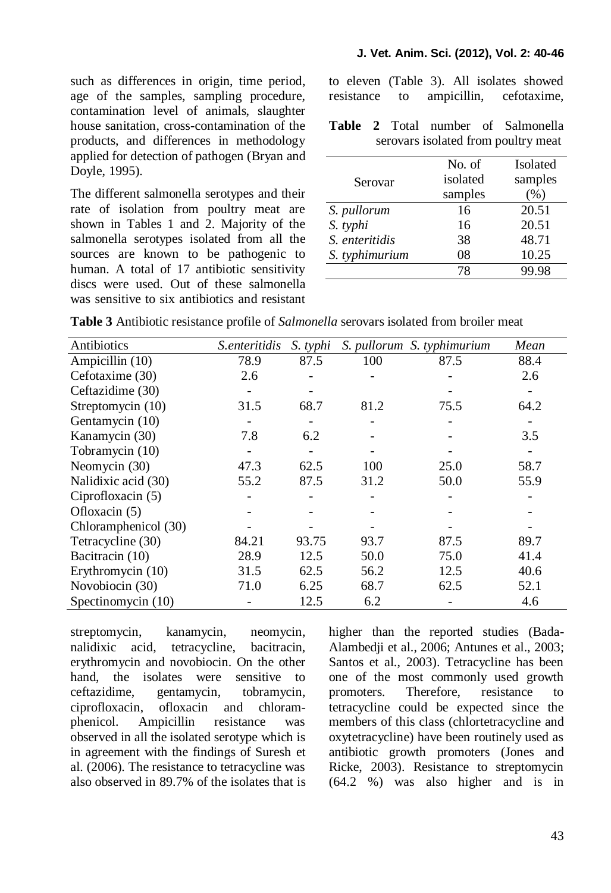such as differences in origin, time period, age of the samples, sampling procedure, contamination level of animals, slaughter house sanitation, cross-contamination of the products, and differences in methodology applied for detection of pathogen (Bryan and Doyle, 1995).

The different salmonella serotypes and their rate of isolation from poultry meat are shown in Tables 1 and 2. Majority of the salmonella serotypes isolated from all the sources are known to be pathogenic to human. A total of 17 antibiotic sensitivity discs were used. Out of these salmonella was sensitive to six antibiotics and resistant to eleven (Table 3). All isolates showed resistance to ampicillin, cefotaxime, streptomycin, kanamycin, neomycin, nalidixic acid, tetracycline, bacitracin, erythromycin and novobiocin. On the other hand, the isolates were sensitive to ceftazidime, gentamycin, tobramycin, ciprofloxacin, ofloxacin and chloramphenicol. Ampicillin resistance was observed in all the isolated serotype which is in agreement with the findings of Suresh et al. (2006). The resistance to tetracycline was also observed in 89.7% of the isolates that is higher than the reported studies (Bada-Alambedji et al., 2006; Antunes et al., 2003; Santos et al., 2003). Tetracycline has been one of the most commonly used growth promoters. Therefore, resistance to tetracycline could be expected since the members of this class (chlortetracycline and oxytetracycline) have been routinely used as antibiotic growth promoters (Jones and Ricke, 2003). Resistance to streptomycin (64.2 %) was also higher and is in

**Table 2** Total number of Salmonella serovars isolated from poultry meat

| Serovar | No. of isolated samples | Isolated samples (%) |
|---|---|---|
| *S. pullorum* | 16 | 20.51 |
| *S. typhi* | 16 | 20.51 |
| *S. enteritidis* | 38 | 48.71 |
| *S. typhimurium* | 08 | 10.25 |
| | 78 | 99.98 |

**Table 3** Antibiotic resistance profile of *Salmonella* serovars isolated from broiler meat

| Antibiotics | *S.enteritidis* | *S. typhi* | *S. pullorum* | *S. typhimurium* | *Mean* |
|---|---|---|---|---|---|
| Ampicillin (10) | 78.9 | 87.5 | 100 | 87.5 | 88.4 |
| Cefotaxime (30) | 2.6 | - | - | - | 2.6 |
| Ceftazidime (30) | - | - | | - | - |
| Streptomycin (10) | 31.5 | 68.7 | 81.2 | 75.5 | 64.2 |
| Gentamycin (10) | - | - | - | - | - |
| Kanamycin (30) | 7.8 | 6.2 | - | - | 3.5 |
| Tobramycin (10) | - | - | - | - | - |
| Neomycin (30) | 47.3 | 62.5 | 100 | 25.0 | 58.7 |
| Nalidixic acid (30) | 55.2 | 87.5 | 31.2 | 50.0 | 55.9 |
| Ciprofloxacin (5) | - | - | - | - | - |
| Ofloxacin (5) | - | - | - | - | - |
| Chloramphenicol (30) | - | - | - | - | - |
| Tetracycline (30) | 84.21 | 93.75 | 93.7 | 87.5 | 89.7 |
| Bacitracin (10) | 28.9 | 12.5 | 50.0 | 75.0 | 41.4 |
| Erythromycin (10) | 31.5 | 62.5 | 56.2 | 12.5 | 40.6 |
| Novobiocin (30) | 71.0 | 6.25 | 68.7 | 62.5 | 52.1 |
| Spectinomycin (10) | - | 12.5 | 6.2 | - | 4.6 |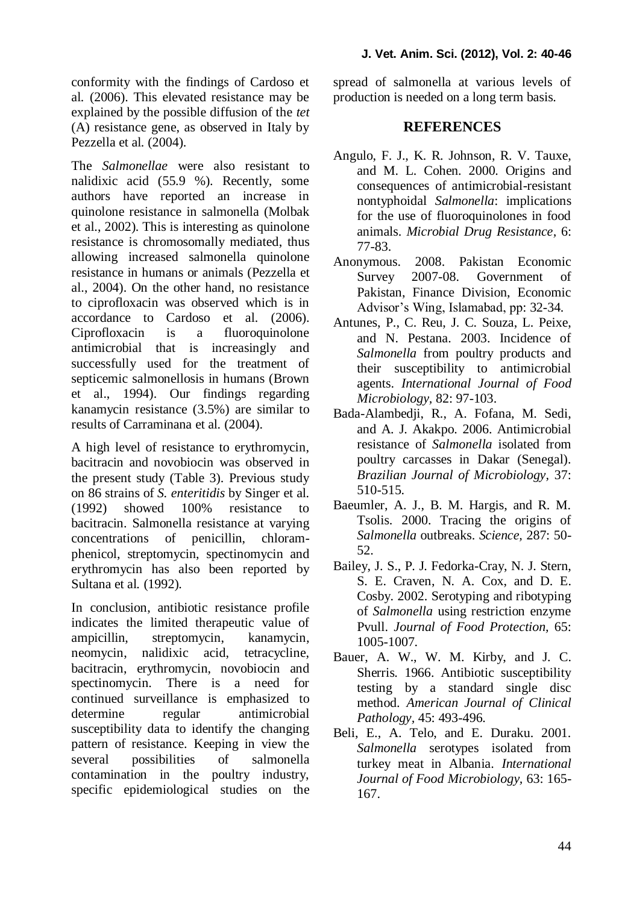conformity with the findings of Cardoso et al. (2006). This elevated resistance may be explained by the possible diffusion of the *tet* (A) resistance gene, as observed in Italy by Pezzella et al. (2004).

The *Salmonellae* were also resistant to nalidixic acid (55.9 %). Recently, some authors have reported an increase in quinolone resistance in salmonella (Molbak et al., 2002). This is interesting as quinolone resistance is chromosomally mediated, thus allowing increased salmonella quinolone resistance in humans or animals (Pezzella et al., 2004). On the other hand, no resistance to ciprofloxacin was observed which is in accordance to Cardoso et al. (2006). Ciprofloxacin is a fluoroquinolone antimicrobial that is increasingly and successfully used for the treatment of septicemic salmonellosis in humans (Brown et al., 1994). Our findings regarding kanamycin resistance (3.5%) are similar to results of Carraminana et al. (2004).

A high level of resistance to erythromycin, bacitracin and novobiocin was observed in the present study (Table 3). Previous study on 86 strains of *S. enteritidis* by Singer et al. (1992) showed 100% resistance to bacitracin. Salmonella resistance at varying concentrations of penicillin, chloramphenicol, streptomycin, spectinomycin and erythromycin has also been reported by Sultana et al. (1992).

In conclusion, antibiotic resistance profile indicates the limited therapeutic value of ampicillin, streptomycin, kanamycin, neomycin, nalidixic acid, tetracycline, bacitracin, erythromycin, novobiocin and spectinomycin. There is a need for continued surveillance is emphasized to determine regular antimicrobial susceptibility data to identify the changing pattern of resistance. Keeping in view the several possibilities of salmonella contamination in the poultry industry, specific epidemiological studies on the spread of salmonella at various levels of production is needed on a long term basis.

## REFERENCES

Angulo, F. J., K. R. Johnson, R. V. Tauxe, and M. L. Cohen. 2000. Origins and consequences of antimicrobial-resistant nontyphoidal *Salmonella*: implications for the use of fluoroquinolones in food animals. *Microbial Drug Resistance,* 6: 77-83.

Anonymous. 2008. Pakistan Economic Survey 2007-08. Government of Pakistan, Finance Division, Economic Advisor's Wing, Islamabad, pp: 32-34.

Antunes, P., C. Reu, J. C. Souza, L. Peixe, and N. Pestana. 2003. Incidence of *Salmonella* from poultry products and their susceptibility to antimicrobial agents. *International Journal of Food Microbiology,* 82: 97-103.

Bada-Alambedji, R., A. Fofana, M. Sedi, and A. J. Akakpo. 2006. Antimicrobial resistance of *Salmonella* isolated from poultry carcasses in Dakar (Senegal). *Brazilian Journal of Microbiology,* 37: 510-515.

Baeumler, A. J., B. M. Hargis, and R. M. Tsolis. 2000. Tracing the origins of *Salmonella* outbreaks. *Science,* 287: 50-52.

Bailey, J. S., P. J. Fedorka-Cray, N. J. Stern, S. E. Craven, N. A. Cox, and D. E. Cosby. 2002. Serotyping and ribotyping of *Salmonella* using restriction enzyme Pvull. *Journal of Food Protection,* 65: 1005-1007.

Bauer, A. W., W. M. Kirby, and J. C. Sherris. 1966. Antibiotic susceptibility testing by a standard single disc method. *American Journal of Clinical Pathology,* 45: 493-496.

Beli, E., A. Telo, and E. Duraku. 2001. *Salmonella* serotypes isolated from turkey meat in Albania. *International Journal of Food Microbiology,* 63: 165-167.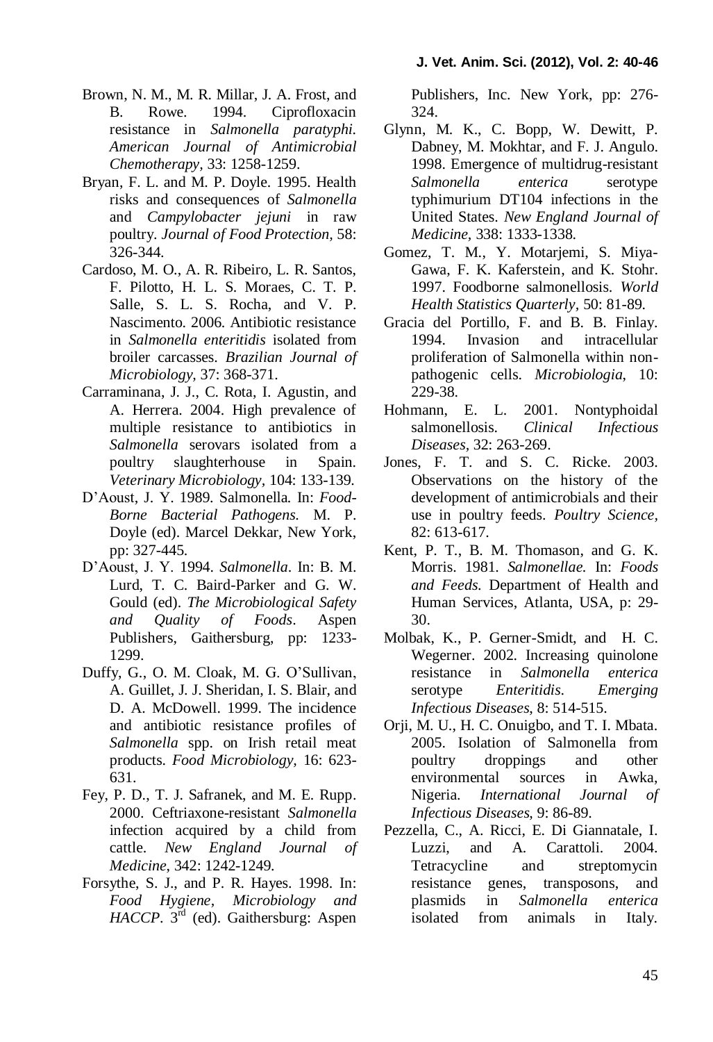Brown, N. M., M. R. Millar, J. A. Frost, and B. Rowe. 1994. Ciprofloxacin resistance in *Salmonella paratyphi*. *American Journal of Antimicrobial Chemotherapy,* 33: 1258-1259.

Bryan, F. L. and M. P. Doyle. 1995. Health risks and consequences of *Salmonella* and *Campylobacter jejuni* in raw poultry. *Journal of Food Protection,* 58: 326-344.

Cardoso, M. O., A. R. Ribeiro, L. R. Santos, F. Pilotto, H. L. S. Moraes, C. T. P. Salle, S. L. S. Rocha, and V. P. Nascimento. 2006. Antibiotic resistance in *Salmonella enteritidis* isolated from broiler carcasses. *Brazilian Journal of Microbiology,* 37: 368-371.

Carraminana, J. J., C. Rota, I. Agustin, and A. Herrera. 2004. High prevalence of multiple resistance to antibiotics in *Salmonella* serovars isolated from a poultry slaughterhouse in Spain. *Veterinary Microbiology,* 104: 133-139.

D'Aoust, J. Y. 1989. Salmonella. In: *Food-Borne Bacterial Pathogens.* M. P. Doyle (ed). Marcel Dekkar, New York, pp: 327-445.

D'Aoust, J. Y. 1994. *Salmonella*. In: B. M. Lurd, T. C. Baird-Parker and G. W. Gould (ed). *The Microbiological Safety and Quality of Foods*. Aspen Publishers, Gaithersburg, pp: 1233-1299.

Duffy, G., O. M. Cloak, M. G. O'Sullivan, A. Guillet, J. J. Sheridan, I. S. Blair, and D. A. McDowell. 1999. The incidence and antibiotic resistance profiles of *Salmonella* spp. on Irish retail meat products. *Food Microbiology,* 16: 623-631.

Fey, P. D., T. J. Safranek, and M. E. Rupp. 2000. Ceftriaxone-resistant *Salmonella* infection acquired by a child from cattle. *New England Journal of Medicine*, 342: 1242-1249.

Forsythe, S. J., and P. R. Hayes. 1998. In: *Food Hygiene, Microbiology and HACCP*. 3rd (ed). Gaithersburg: Aspen Publishers, Inc. New York, pp: 276-324.

Glynn, M. K., C. Bopp, W. Dewitt, P. Dabney, M. Mokhtar, and F. J. Angulo. 1998. Emergence of multidrug-resistant *Salmonella enterica* serotype typhimurium DT104 infections in the United States. *New England Journal of Medicine,* 338: 1333-1338.

Gomez, T. M., Y. Motarjemi, S. Miya-Gawa, F. K. Kaferstein, and K. Stohr. 1997. Foodborne salmonellosis. *World Health Statistics Quarterly*, 50: 81-89.

Gracia del Portillo, F. and B. B. Finlay. 1994. Invasion and intracellular proliferation of Salmonella within non-pathogenic cells. *Microbiologia*, 10: 229-38.

Hohmann, E. L. 2001. Nontyphoidal salmonellosis. *Clinical Infectious Diseases,* 32: 263-269.

Jones, F. T. and S. C. Ricke. 2003. Observations on the history of the development of antimicrobials and their use in poultry feeds. *Poultry Science,* 82: 613-617.

Kent, P. T., B. M. Thomason, and G. K. Morris. 1981. *Salmonellae.* In: *Foods and Feeds.* Department of Health and Human Services, Atlanta, USA, p: 29-30.

Molbak, K., P. Gerner-Smidt, and H. C. Wegerner. 2002. Increasing quinolone resistance in *Salmonella enterica* serotype *Enteritidis*. *Emerging Infectious Diseases*, 8: 514-515.

Orji, M. U., H. C. Onuigbo, and T. I. Mbata. 2005. Isolation of Salmonella from poultry droppings and other environmental sources in Awka, Nigeria. *International Journal of Infectious Diseases*, 9: 86-89.

Pezzella, C., A. Ricci, E. Di Giannatale, I. Luzzi, and A. Carattoli. 2004. Tetracycline and streptomycin resistance genes, transposons, and plasmids in *Salmonella enterica* isolated from animals in Italy.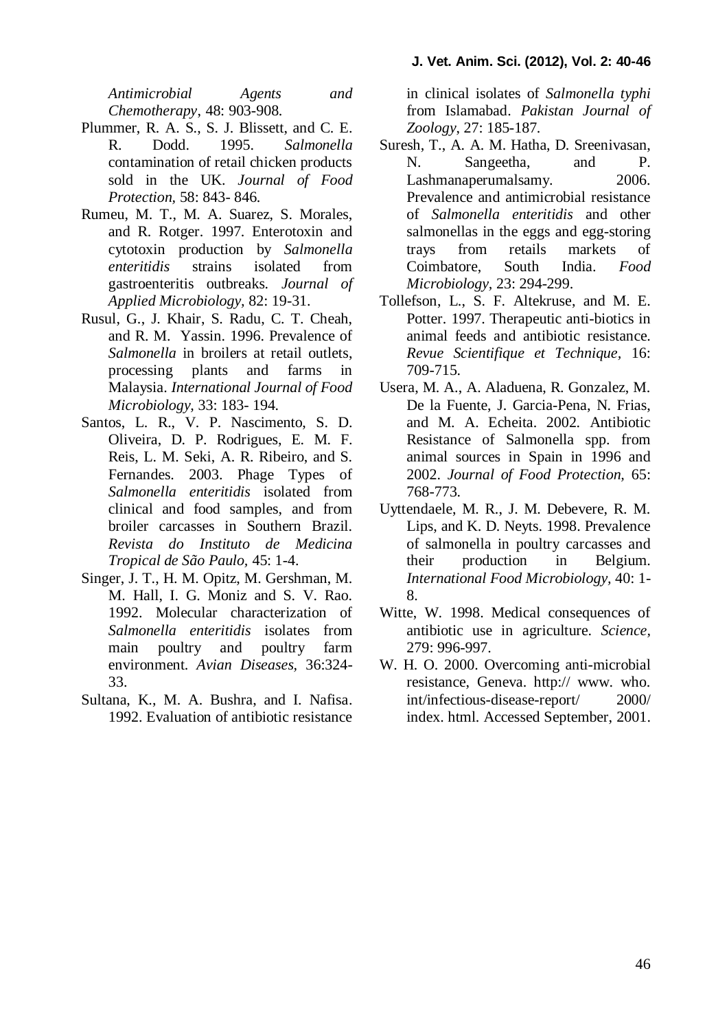*Antimicrobial Agents and Chemotherapy*, 48: 903-908.

Plummer, R. A. S., S. J. Blissett, and C. E. R. Dodd. 1995. *Salmonella* contamination of retail chicken products sold in the UK. *Journal of Food Protection*, 58: 843- 846.

Rumeu, M. T., M. A. Suarez, S. Morales, and R. Rotger. 1997. Enterotoxin and cytotoxin production by *Salmonella enteritidis* strains isolated from gastroenteritis outbreaks. *Journal of Applied Microbiology*, 82: 19-31.

Rusul, G., J. Khair, S. Radu, C. T. Cheah, and R. M. Yassin. 1996. Prevalence of *Salmonella* in broilers at retail outlets, processing plants and farms in Malaysia. *International Journal of Food Microbiology*, 33: 183- 194.

Santos, L. R., V. P. Nascimento, S. D. Oliveira, D. P. Rodrigues, E. M. F. Reis, L. M. Seki, A. R. Ribeiro, and S. Fernandes. 2003. Phage Types of *Salmonella enteritidis* isolated from clinical and food samples, and from broiler carcasses in Southern Brazil. *Revista do Instituto de Medicina Tropical de São Paulo*, 45: 1-4.

Singer, J. T., H. M. Opitz, M. Gershman, M. M. Hall, I. G. Moniz and S. V. Rao. 1992. Molecular characterization of *Salmonella enteritidis* isolates from main poultry and poultry farm environment. *Avian Diseases*, 36:324-33.

Sultana, K., M. A. Bushra, and I. Nafisa. 1992. Evaluation of antibiotic resistance in clinical isolates of *Salmonella typhi* from Islamabad. *Pakistan Journal of Zoology*, 27: 185-187.

Suresh, T., A. A. M. Hatha, D. Sreenivasan, N. Sangeetha, and P. Lashmanaperumalsamy. 2006. Prevalence and antimicrobial resistance of *Salmonella enteritidis* and other salmonellas in the eggs and egg-storing trays from retails markets of Coimbatore, South India. *Food Microbiology*, 23: 294-299.

Tollefson, L., S. F. Altekruse, and M. E. Potter. 1997. Therapeutic anti-biotics in animal feeds and antibiotic resistance. *Revue Scientifique et Technique*, 16: 709-715.

Usera, M. A., A. Aladuena, R. Gonzalez, M. De la Fuente, J. Garcia-Pena, N. Frias, and M. A. Echeita. 2002. Antibiotic Resistance of Salmonella spp. from animal sources in Spain in 1996 and 2002. *Journal of Food Protection*, 65: 768-773.

Uyttendaele, M. R., J. M. Debevere, R. M. Lips, and K. D. Neyts. 1998. Prevalence of salmonella in poultry carcasses and their production in Belgium. *International Food Microbiology*, 40: 1-8.

Witte, W. 1998. Medical consequences of antibiotic use in agriculture. *Science*, 279: 996-997.

W. H. O. 2000. Overcoming anti-microbial resistance, Geneva. http:// www. who. int/infectious-disease-report/ 2000/ index. html. Accessed September, 2001.